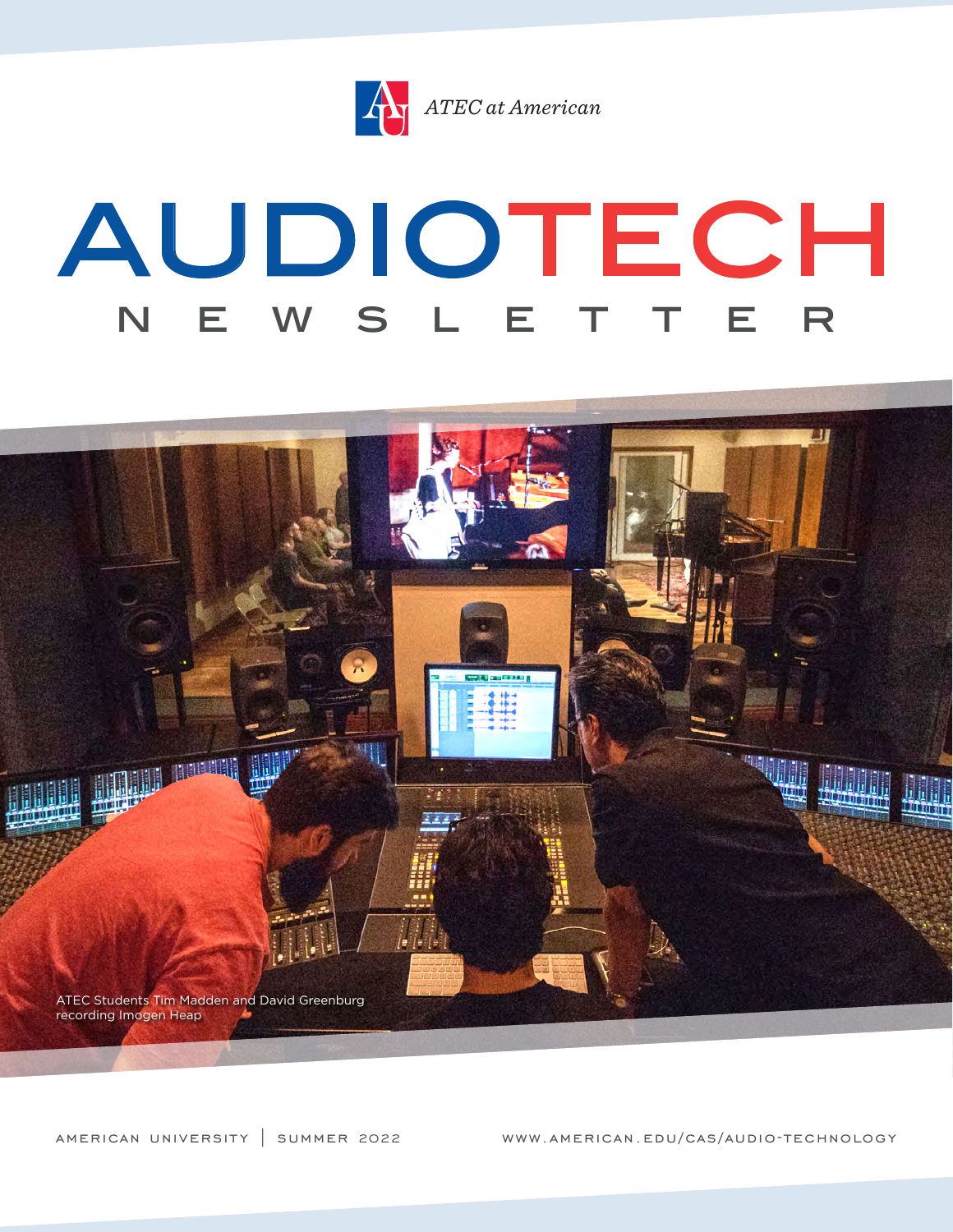*ATEC at American*

# AUDIOTECH NEWSLETTER

ATEC Students Tim Madden and David Greenburg recording Imogen Heap

AMERICAN UNIVERSITY | SUMMER 2022

WWW.AMERICAN.EDU/CAS/AUDIO-TECHNOLOGY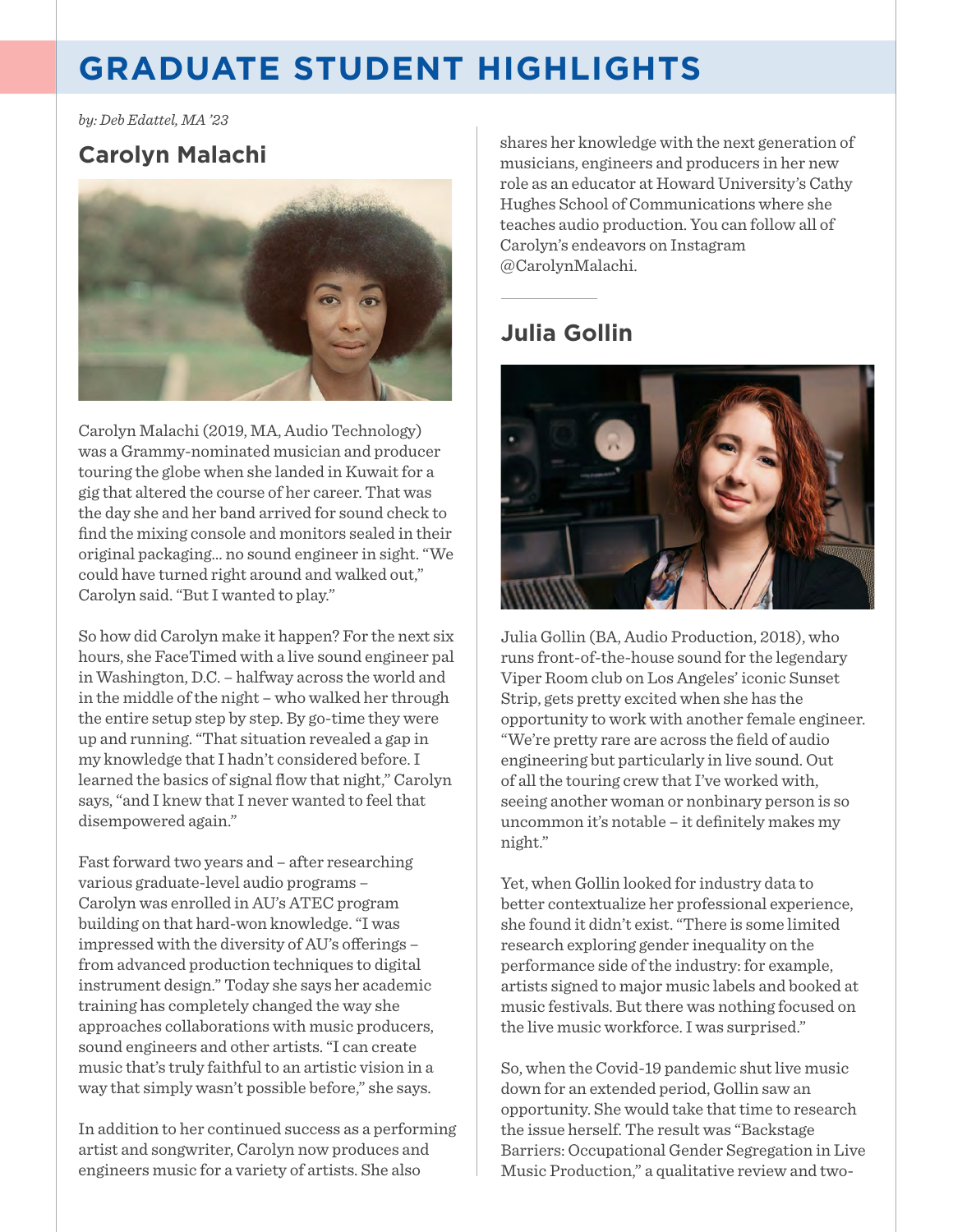# GRADUATE STUDENT HIGHLIGHTS

*by: Deb Edattel, MA '23*

## Carolyn Malachi

Carolyn Malachi (2019, MA, Audio Technology) was a Grammy-nominated musician and producer touring the globe when she landed in Kuwait for a gig that altered the course of her career. That was the day she and her band arrived for sound check to find the mixing console and monitors sealed in their original packaging... no sound engineer in sight. "We could have turned right around and walked out," Carolyn said. "But I wanted to play."

So how did Carolyn make it happen? For the next six hours, she FaceTimed with a live sound engineer pal in Washington, D.C. – halfway across the world and in the middle of the night – who walked her through the entire setup step by step. By go-time they were up and running. "That situation revealed a gap in my knowledge that I hadn't considered before. I learned the basics of signal flow that night," Carolyn says, "and I knew that I never wanted to feel that disempowered again."

Fast forward two years and – after researching various graduate-level audio programs – Carolyn was enrolled in AU's ATEC program building on that hard-won knowledge. "I was impressed with the diversity of AU's offerings – from advanced production techniques to digital instrument design." Today she says her academic training has completely changed the way she approaches collaborations with music producers, sound engineers and other artists. "I can create music that's truly faithful to an artistic vision in a way that simply wasn't possible before," she says.

In addition to her continued success as a performing artist and songwriter, Carolyn now produces and engineers music for a variety of artists. She also shares her knowledge with the next generation of musicians, engineers and producers in her new role as an educator at Howard University's Cathy Hughes School of Communications where she teaches audio production. You can follow all of Carolyn's endeavors on Instagram @CarolynMalachi.

## Julia Gollin

Julia Gollin (BA, Audio Production, 2018), who runs front-of-the-house sound for the legendary Viper Room club on Los Angeles' iconic Sunset Strip, gets pretty excited when she has the opportunity to work with another female engineer. "We're pretty rare are across the field of audio engineering but particularly in live sound. Out of all the touring crew that I've worked with, seeing another woman or nonbinary person is so uncommon it's notable – it definitely makes my night."

Yet, when Gollin looked for industry data to better contextualize her professional experience, she found it didn't exist. "There is some limited research exploring gender inequality on the performance side of the industry: for example, artists signed to major music labels and booked at music festivals. But there was nothing focused on the live music workforce. I was surprised."

So, when the Covid-19 pandemic shut live music down for an extended period, Gollin saw an opportunity. She would take that time to research the issue herself. The result was "Backstage Barriers: Occupational Gender Segregation in Live Music Production," a qualitative review and two-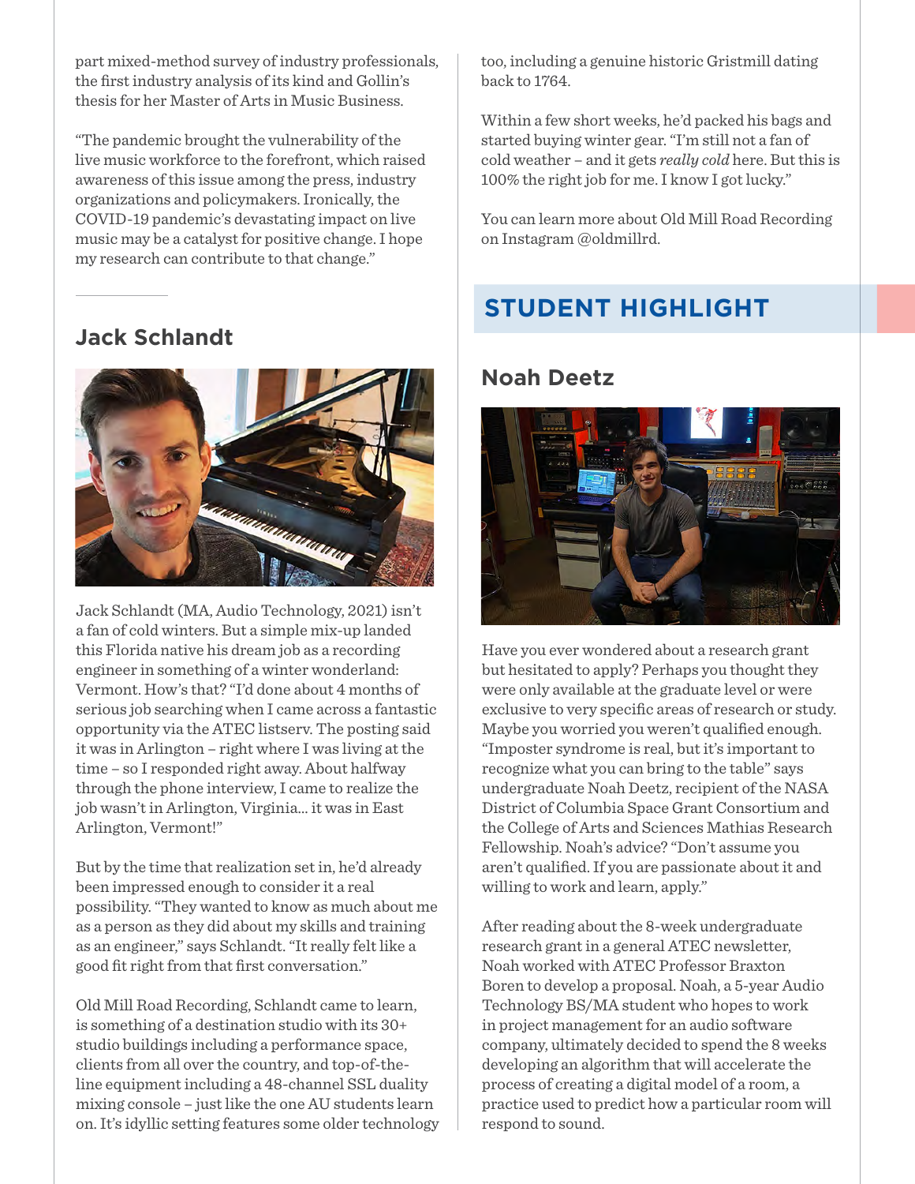part mixed-method survey of industry professionals, the first industry analysis of its kind and Gollin's thesis for her Master of Arts in Music Business.

"The pandemic brought the vulnerability of the live music workforce to the forefront, which raised awareness of this issue among the press, industry organizations and policymakers. Ironically, the COVID-19 pandemic's devastating impact on live music may be a catalyst for positive change. I hope my research can contribute to that change."

## Jack Schlandt

Jack Schlandt (MA, Audio Technology, 2021) isn't a fan of cold winters. But a simple mix-up landed this Florida native his dream job as a recording engineer in something of a winter wonderland: Vermont. How's that? "I'd done about 4 months of serious job searching when I came across a fantastic opportunity via the ATEC listserv. The posting said it was in Arlington – right where I was living at the time – so I responded right away. About halfway through the phone interview, I came to realize the job wasn't in Arlington, Virginia… it was in East Arlington, Vermont!"

But by the time that realization set in, he'd already been impressed enough to consider it a real possibility. "They wanted to know as much about me as a person as they did about my skills and training as an engineer," says Schlandt. "It really felt like a good fit right from that first conversation."

Old Mill Road Recording, Schlandt came to learn, is something of a destination studio with its 30+ studio buildings including a performance space, clients from all over the country, and top-of-the-line equipment including a 48-channel SSL duality mixing console – just like the one AU students learn on. It's idyllic setting features some older technology too, including a genuine historic Gristmill dating back to 1764.

Within a few short weeks, he'd packed his bags and started buying winter gear. "I'm still not a fan of cold weather – and it gets *really cold* here. But this is 100% the right job for me. I know I got lucky."

You can learn more about Old Mill Road Recording on Instagram @oldmillrd.

# STUDENT HIGHLIGHT

## Noah Deetz

Have you ever wondered about a research grant but hesitated to apply? Perhaps you thought they were only available at the graduate level or were exclusive to very specific areas of research or study. Maybe you worried you weren't qualified enough. "Imposter syndrome is real, but it's important to recognize what you can bring to the table" says undergraduate Noah Deetz, recipient of the NASA District of Columbia Space Grant Consortium and the College of Arts and Sciences Mathias Research Fellowship. Noah's advice? "Don't assume you aren't qualified. If you are passionate about it and willing to work and learn, apply."

After reading about the 8-week undergraduate research grant in a general ATEC newsletter, Noah worked with ATEC Professor Braxton Boren to develop a proposal. Noah, a 5-year Audio Technology BS/MA student who hopes to work in project management for an audio software company, ultimately decided to spend the 8 weeks developing an algorithm that will accelerate the process of creating a digital model of a room, a practice used to predict how a particular room will respond to sound.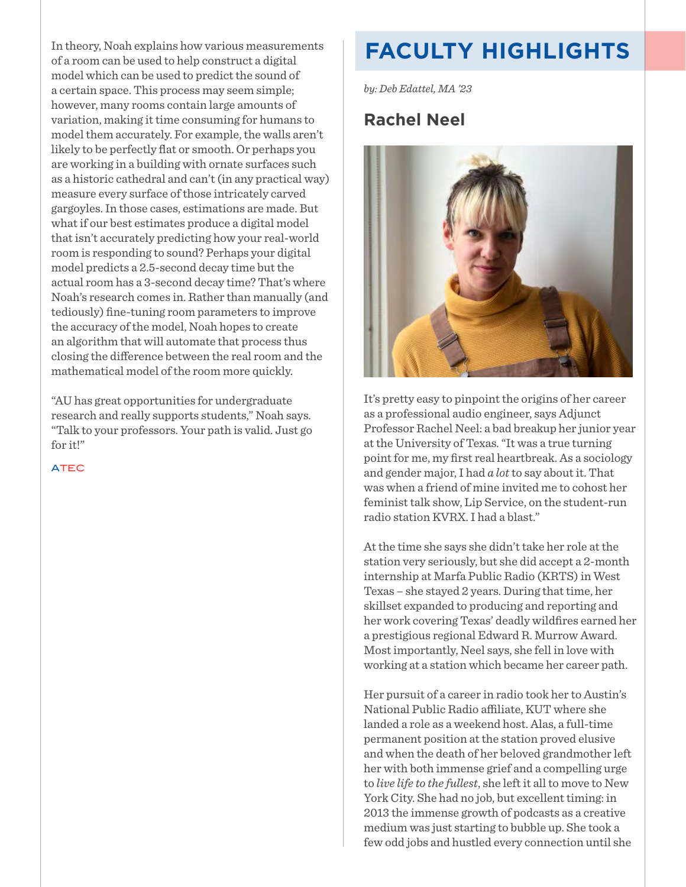In theory, Noah explains how various measurements of a room can be used to help construct a digital model which can be used to predict the sound of a certain space. This process may seem simple; however, many rooms contain large amounts of variation, making it time consuming for humans to model them accurately. For example, the walls aren't likely to be perfectly flat or smooth. Or perhaps you are working in a building with ornate surfaces such as a historic cathedral and can't (in any practical way) measure every surface of those intricately carved gargoyles. In those cases, estimations are made. But what if our best estimates produce a digital model that isn't accurately predicting how your real-world room is responding to sound? Perhaps your digital model predicts a 2.5-second decay time but the actual room has a 3-second decay time? That's where Noah's research comes in. Rather than manually (and tediously) fine-tuning room parameters to improve the accuracy of the model, Noah hopes to create an algorithm that will automate that process thus closing the difference between the real room and the mathematical model of the room more quickly.

"AU has great opportunities for undergraduate research and really supports students," Noah says. "Talk to your professors. Your path is valid. Just go for it!"

ATEC

# FACULTY HIGHLIGHTS

*by: Deb Edattel, MA '23*

## Rachel Neel

It's pretty easy to pinpoint the origins of her career as a professional audio engineer, says Adjunct Professor Rachel Neel: a bad breakup her junior year at the University of Texas. "It was a true turning point for me, my first real heartbreak. As a sociology and gender major, I had *a lot* to say about it. That was when a friend of mine invited me to cohost her feminist talk show, Lip Service, on the student-run radio station KVRX. I had a blast."

At the time she says she didn't take her role at the station very seriously, but she did accept a 2-month internship at Marfa Public Radio (KRTS) in West Texas – she stayed 2 years. During that time, her skillset expanded to producing and reporting and her work covering Texas' deadly wildfires earned her a prestigious regional Edward R. Murrow Award. Most importantly, Neel says, she fell in love with working at a station which became her career path.

Her pursuit of a career in radio took her to Austin's National Public Radio affiliate, KUT where she landed a role as a weekend host. Alas, a full-time permanent position at the station proved elusive and when the death of her beloved grandmother left her with both immense grief and a compelling urge to *live life to the fullest*, she left it all to move to New York City. She had no job, but excellent timing: in 2013 the immense growth of podcasts as a creative medium was just starting to bubble up. She took a few odd jobs and hustled every connection until she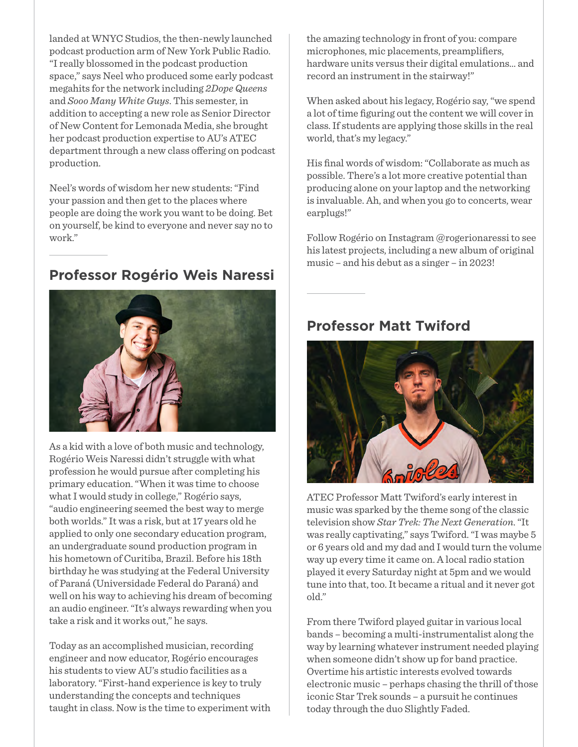landed at WNYC Studios, the then-newly launched podcast production arm of New York Public Radio. "I really blossomed in the podcast production space," says Neel who produced some early podcast megahits for the network including *2Dope Queens* and *Sooo Many White Guys*. This semester, in addition to accepting a new role as Senior Director of New Content for Lemonada Media, she brought her podcast production expertise to AU's ATEC department through a new class offering on podcast production.

Neel's words of wisdom her new students: "Find your passion and then get to the places where people are doing the work you want to be doing. Bet on yourself, be kind to everyone and never say no to work."

## Professor Rogério Weis Naressi

As a kid with a love of both music and technology, Rogério Weis Naressi didn't struggle with what profession he would pursue after completing his primary education. "When it was time to choose what I would study in college," Rogério says, "audio engineering seemed the best way to merge both worlds." It was a risk, but at 17 years old he applied to only one secondary education program, an undergraduate sound production program in his hometown of Curitiba, Brazil. Before his 18th birthday he was studying at the Federal University of Paraná (Universidade Federal do Paraná) and well on his way to achieving his dream of becoming an audio engineer. "It's always rewarding when you take a risk and it works out," he says.

Today as an accomplished musician, recording engineer and now educator, Rogério encourages his students to view AU's studio facilities as a laboratory. "First-hand experience is key to truly understanding the concepts and techniques taught in class. Now is the time to experiment with the amazing technology in front of you: compare microphones, mic placements, preamplifiers, hardware units versus their digital emulations... and record an instrument in the stairway!"

When asked about his legacy, Rogério say, "we spend a lot of time figuring out the content we will cover in class. If students are applying those skills in the real world, that's my legacy."

His final words of wisdom: "Collaborate as much as possible. There's a lot more creative potential than producing alone on your laptop and the networking is invaluable. Ah, and when you go to concerts, wear earplugs!"

Follow Rogério on Instagram @rogerionaressi to see his latest projects, including a new album of original music – and his debut as a singer – in 2023!

## Professor Matt Twiford

ATEC Professor Matt Twiford's early interest in music was sparked by the theme song of the classic television show *Star Trek: The Next Generation*. "It was really captivating," says Twiford. "I was maybe 5 or 6 years old and my dad and I would turn the volume way up every time it came on. A local radio station played it every Saturday night at 5pm and we would tune into that, too. It became a ritual and it never got old."

From there Twiford played guitar in various local bands – becoming a multi-instrumentalist along the way by learning whatever instrument needed playing when someone didn't show up for band practice. Overtime his artistic interests evolved towards electronic music – perhaps chasing the thrill of those iconic Star Trek sounds – a pursuit he continues today through the duo Slightly Faded.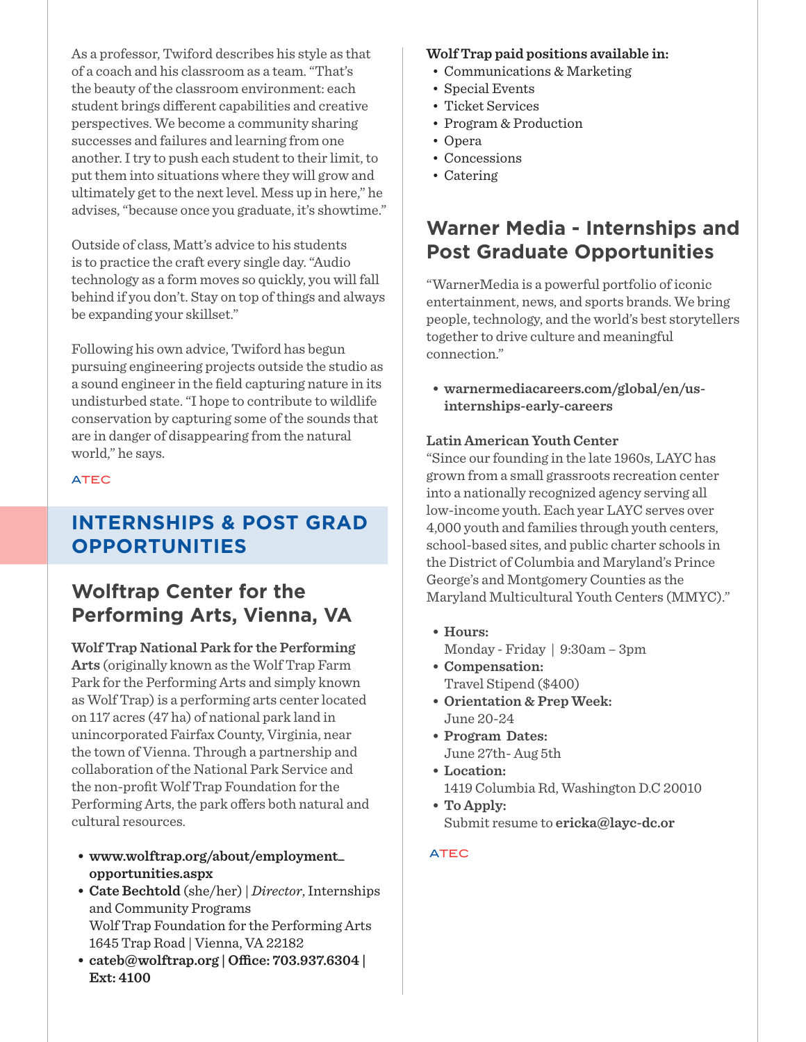As a professor, Twiford describes his style as that of a coach and his classroom as a team. "That's the beauty of the classroom environment: each student brings different capabilities and creative perspectives. We become a community sharing successes and failures and learning from one another. I try to push each student to their limit, to put them into situations where they will grow and ultimately get to the next level. Mess up in here," he advises, "because once you graduate, it's showtime."

Outside of class, Matt's advice to his students is to practice the craft every single day. "Audio technology as a form moves so quickly, you will fall behind if you don't. Stay on top of things and always be expanding your skillset."

Following his own advice, Twiford has begun pursuing engineering projects outside the studio as a sound engineer in the field capturing nature in its undisturbed state. "I hope to contribute to wildlife conservation by capturing some of the sounds that are in danger of disappearing from the natural world," he says.

ATEC

## INTERNSHIPS & POST GRAD OPPORTUNITIES

### Wolftrap Center for the Performing Arts, Vienna, VA

**Wolf Trap National Park for the Performing Arts** (originally known as the Wolf Trap Farm Park for the Performing Arts and simply known as Wolf Trap) is a performing arts center located on 117 acres (47 ha) of national park land in unincorporated Fairfax County, Virginia, near the town of Vienna. Through a partnership and collaboration of the National Park Service and the non-profit Wolf Trap Foundation for the Performing Arts, the park offers both natural and cultural resources.

- **www.wolftrap.org/about/employment_opportunities.aspx**
- **Cate Bechtold** (she/her) | *Director*, Internships and Community Programs
  Wolf Trap Foundation for the Performing Arts
  1645 Trap Road | Vienna, VA 22182
- **cateb@wolftrap.org | Office: 703.937.6304 | Ext: 4100**

**Wolf Trap paid positions available in:**

- Communications & Marketing
- Special Events
- Ticket Services
- Program & Production
- Opera
- Concessions
- Catering

### Warner Media - Internships and Post Graduate Opportunities

"WarnerMedia is a powerful portfolio of iconic entertainment, news, and sports brands. We bring people, technology, and the world's best storytellers together to drive culture and meaningful connection."

- **warnermediacareers.com/global/en/us-internships-early-careers**

**Latin American Youth Center**

"Since our founding in the late 1960s, LAYC has grown from a small grassroots recreation center into a nationally recognized agency serving all low-income youth. Each year LAYC serves over 4,000 youth and families through youth centers, school-based sites, and public charter schools in the District of Columbia and Maryland's Prince George's and Montgomery Counties as the Maryland Multicultural Youth Centers (MMYC)."

- **Hours:**
  Monday - Friday | 9:30am – 3pm
- **Compensation:**
  Travel Stipend ($400)
- **Orientation & Prep Week:**
  June 20-24
- **Program Dates:**
  June 27th- Aug 5th
- **Location:**
  1419 Columbia Rd, Washington D.C 20010
- **To Apply:**
  Submit resume to **ericka@layc-dc.or**

ATEC